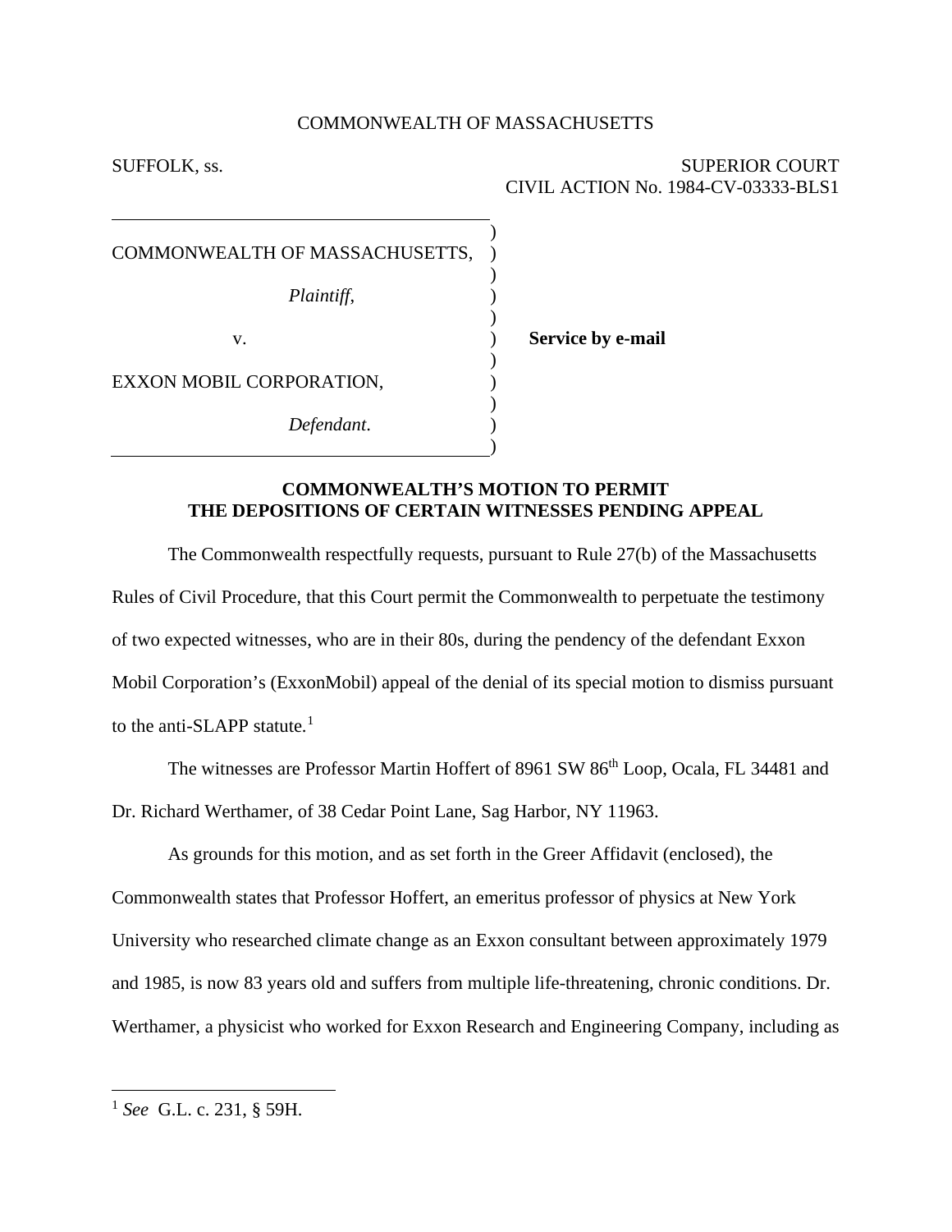COMMONWEALTH OF MASSACHUSETTS

SUFFOLK, ss.

SUPERIOR COURT
CIVIL ACTION No. 1984-CV-03333-BLS1

COMMONWEALTH OF MASSACHUSETTS,

*Plaintiff*,

v.

EXXON MOBIL CORPORATION,

*Defendant*.

**Service by e-mail**

**COMMONWEALTH'S MOTION TO PERMIT THE DEPOSITIONS OF CERTAIN WITNESSES PENDING APPEAL**

The Commonwealth respectfully requests, pursuant to Rule 27(b) of the Massachusetts Rules of Civil Procedure, that this Court permit the Commonwealth to perpetuate the testimony of two expected witnesses, who are in their 80s, during the pendency of the defendant Exxon Mobil Corporation's (ExxonMobil) appeal of the denial of its special motion to dismiss pursuant to the anti-SLAPP statute.[1]

The witnesses are Professor Martin Hoffert of 8961 SW 86th Loop, Ocala, FL 34481 and Dr. Richard Werthamer, of 38 Cedar Point Lane, Sag Harbor, NY 11963.

As grounds for this motion, and as set forth in the Greer Affidavit (enclosed), the Commonwealth states that Professor Hoffert, an emeritus professor of physics at New York University who researched climate change as an Exxon consultant between approximately 1979 and 1985, is now 83 years old and suffers from multiple life-threatening, chronic conditions. Dr. Werthamer, a physicist who worked for Exxon Research and Engineering Company, including as

[1] *See* G.L. c. 231, § 59H.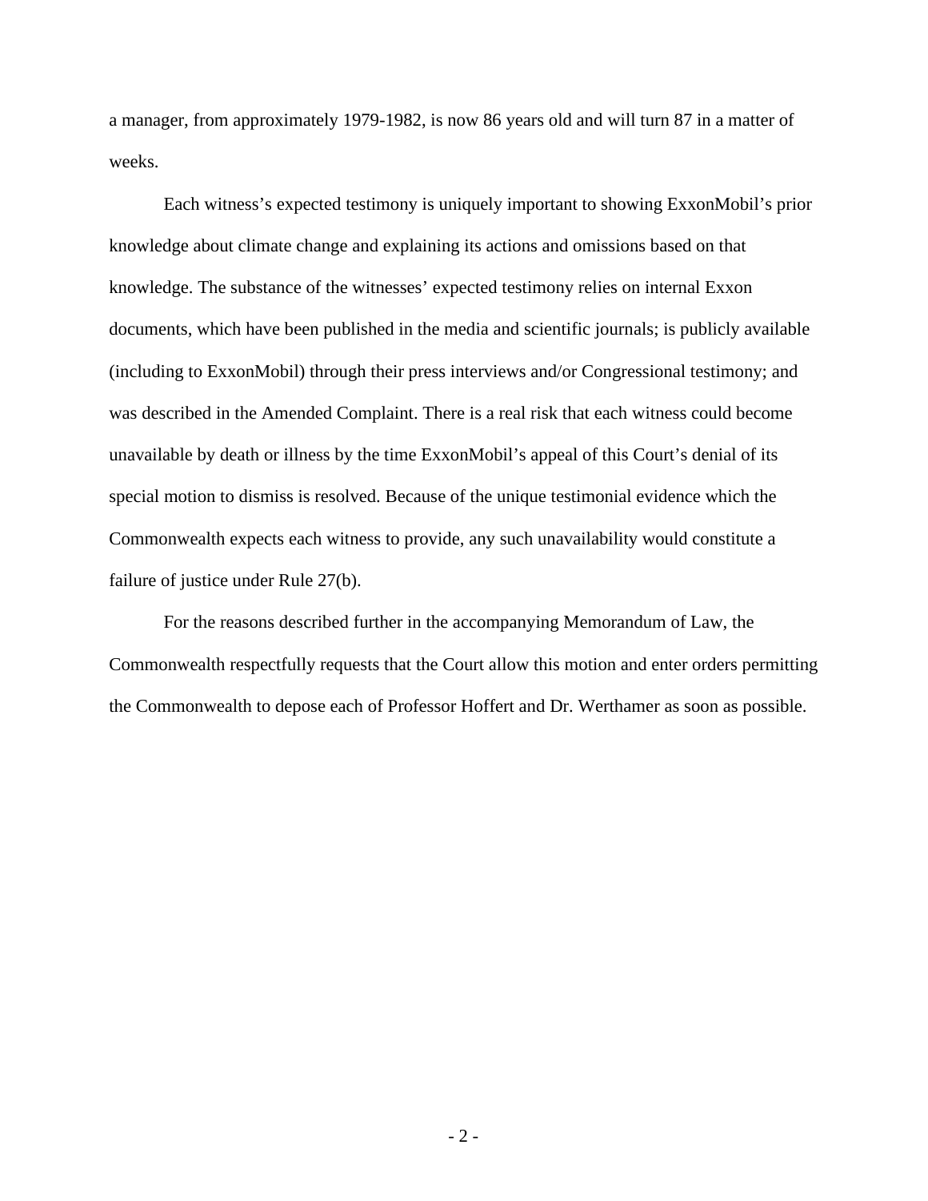a manager, from approximately 1979-1982, is now 86 years old and will turn 87 in a matter of weeks.

Each witness's expected testimony is uniquely important to showing ExxonMobil's prior knowledge about climate change and explaining its actions and omissions based on that knowledge. The substance of the witnesses' expected testimony relies on internal Exxon documents, which have been published in the media and scientific journals; is publicly available (including to ExxonMobil) through their press interviews and/or Congressional testimony; and was described in the Amended Complaint. There is a real risk that each witness could become unavailable by death or illness by the time ExxonMobil's appeal of this Court's denial of its special motion to dismiss is resolved. Because of the unique testimonial evidence which the Commonwealth expects each witness to provide, any such unavailability would constitute a failure of justice under Rule 27(b).

For the reasons described further in the accompanying Memorandum of Law, the Commonwealth respectfully requests that the Court allow this motion and enter orders permitting the Commonwealth to depose each of Professor Hoffert and Dr. Werthamer as soon as possible.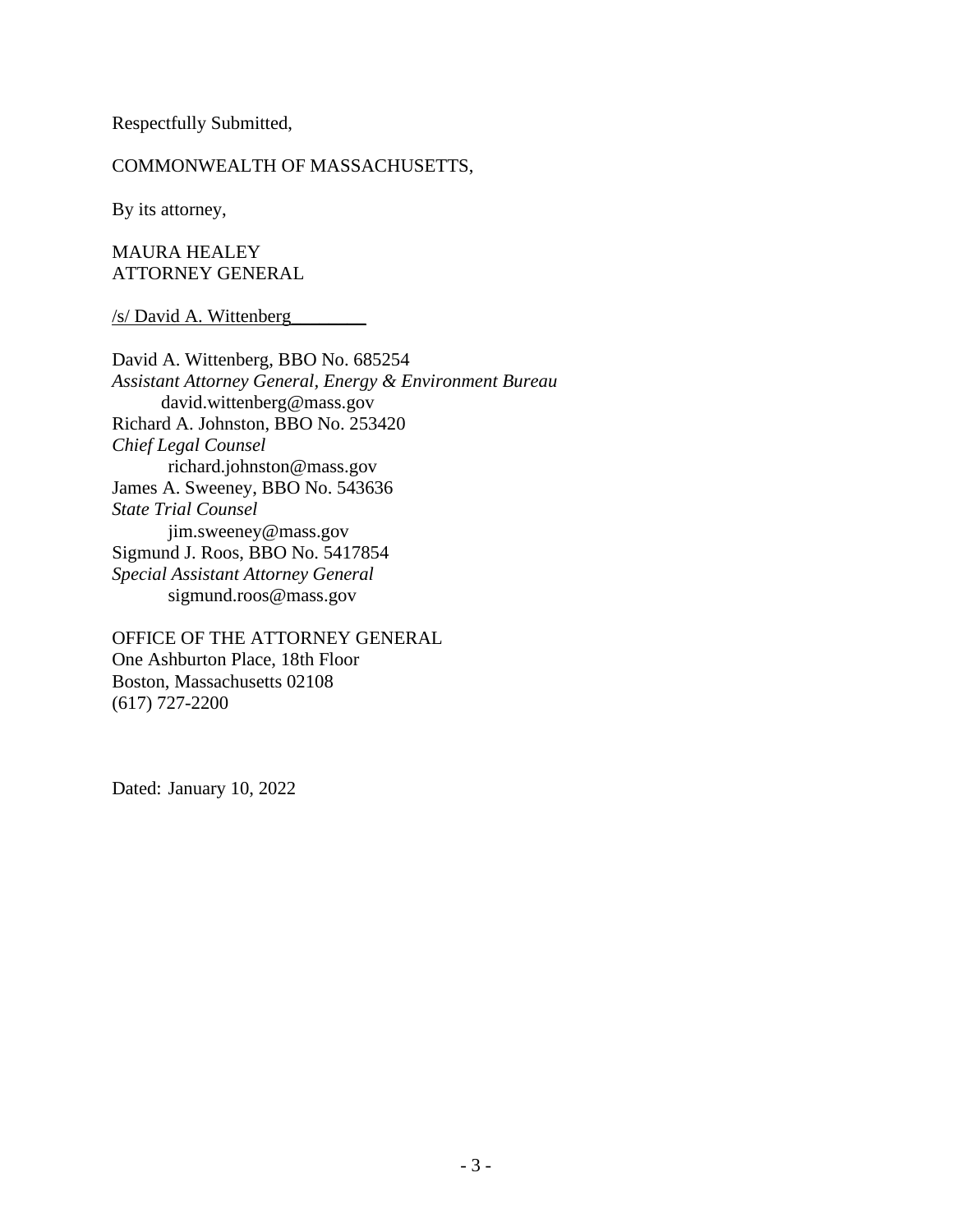Respectfully Submitted,

COMMONWEALTH OF MASSACHUSETTS,

By its attorney,

MAURA HEALEY
ATTORNEY GENERAL

/s/ David A. Wittenberg________

David A. Wittenberg, BBO No. 685254
*Assistant Attorney General, Energy & Environment Bureau*
david.wittenberg@mass.gov
Richard A. Johnston, BBO No. 253420
*Chief Legal Counsel*
richard.johnston@mass.gov
James A. Sweeney, BBO No. 543636
*State Trial Counsel*
jim.sweeney@mass.gov
Sigmund J. Roos, BBO No. 5417854
*Special Assistant Attorney General*
sigmund.roos@mass.gov

OFFICE OF THE ATTORNEY GENERAL
One Ashburton Place, 18th Floor
Boston, Massachusetts 02108
(617) 727-2200

Dated: January 10, 2022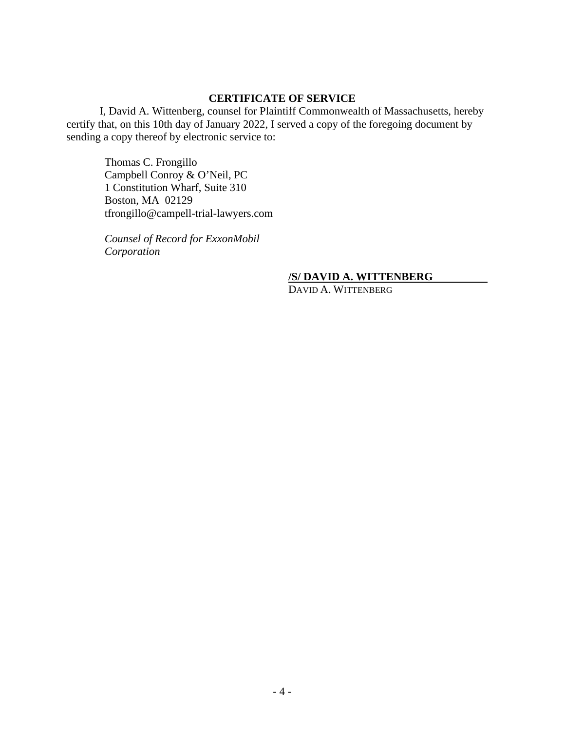## CERTIFICATE OF SERVICE

I, David A. Wittenberg, counsel for Plaintiff Commonwealth of Massachusetts, hereby certify that, on this 10th day of January 2022, I served a copy of the foregoing document by sending a copy thereof by electronic service to:

Thomas C. Frongillo
Campbell Conroy & O'Neil, PC
1 Constitution Wharf, Suite 310
Boston, MA 02129
tfrongillo@campell-trial-lawyers.com

*Counsel of Record for ExxonMobil Corporation*

**/S/ DAVID A. WITTENBERG**
DAVID A. WITTENBERG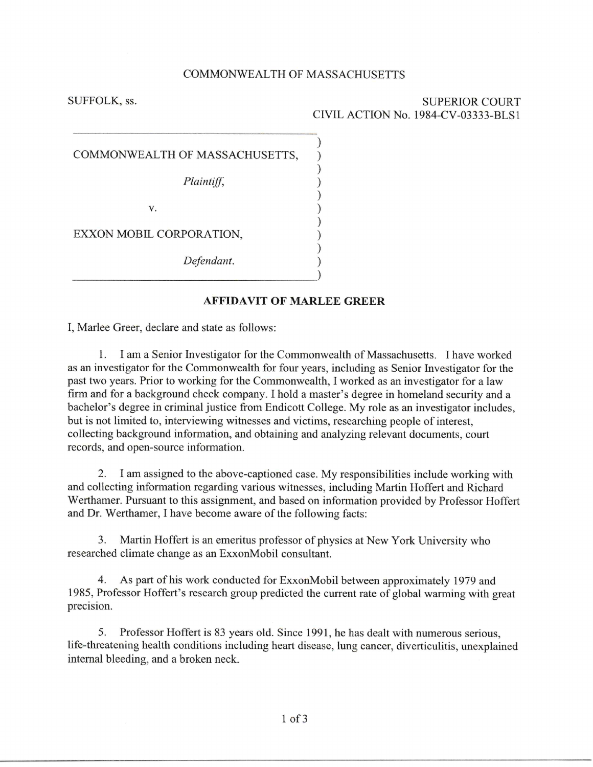COMMONWEALTH OF MASSACHUSETTS

SUFFOLK, ss.

SUPERIOR COURT
CIVIL ACTION No. 1984-CV-03333-BLS1

COMMONWEALTH OF MASSACHUSETTS,

*Plaintiff*,

v.

EXXON MOBIL CORPORATION,

*Defendant*.

**AFFIDAVIT OF MARLEE GREER**

I, Marlee Greer, declare and state as follows:

1. I am a Senior Investigator for the Commonwealth of Massachusetts. I have worked as an investigator for the Commonwealth for four years, including as Senior Investigator for the past two years. Prior to working for the Commonwealth, I worked as an investigator for a law firm and for a background check company. I hold a master's degree in homeland security and a bachelor's degree in criminal justice from Endicott College. My role as an investigator includes, but is not limited to, interviewing witnesses and victims, researching people of interest, collecting background information, and obtaining and analyzing relevant documents, court records, and open-source information.

2. I am assigned to the above-captioned case. My responsibilities include working with and collecting information regarding various witnesses, including Martin Hoffert and Richard Werthamer. Pursuant to this assignment, and based on information provided by Professor Hoffert and Dr. Werthamer, I have become aware of the following facts:

3. Martin Hoffert is an emeritus professor of physics at New York University who researched climate change as an ExxonMobil consultant.

4. As part of his work conducted for ExxonMobil between approximately 1979 and 1985, Professor Hoffert's research group predicted the current rate of global warming with great precision.

5. Professor Hoffert is 83 years old. Since 1991, he has dealt with numerous serious, life-threatening health conditions including heart disease, lung cancer, diverticulitis, unexplained internal bleeding, and a broken neck.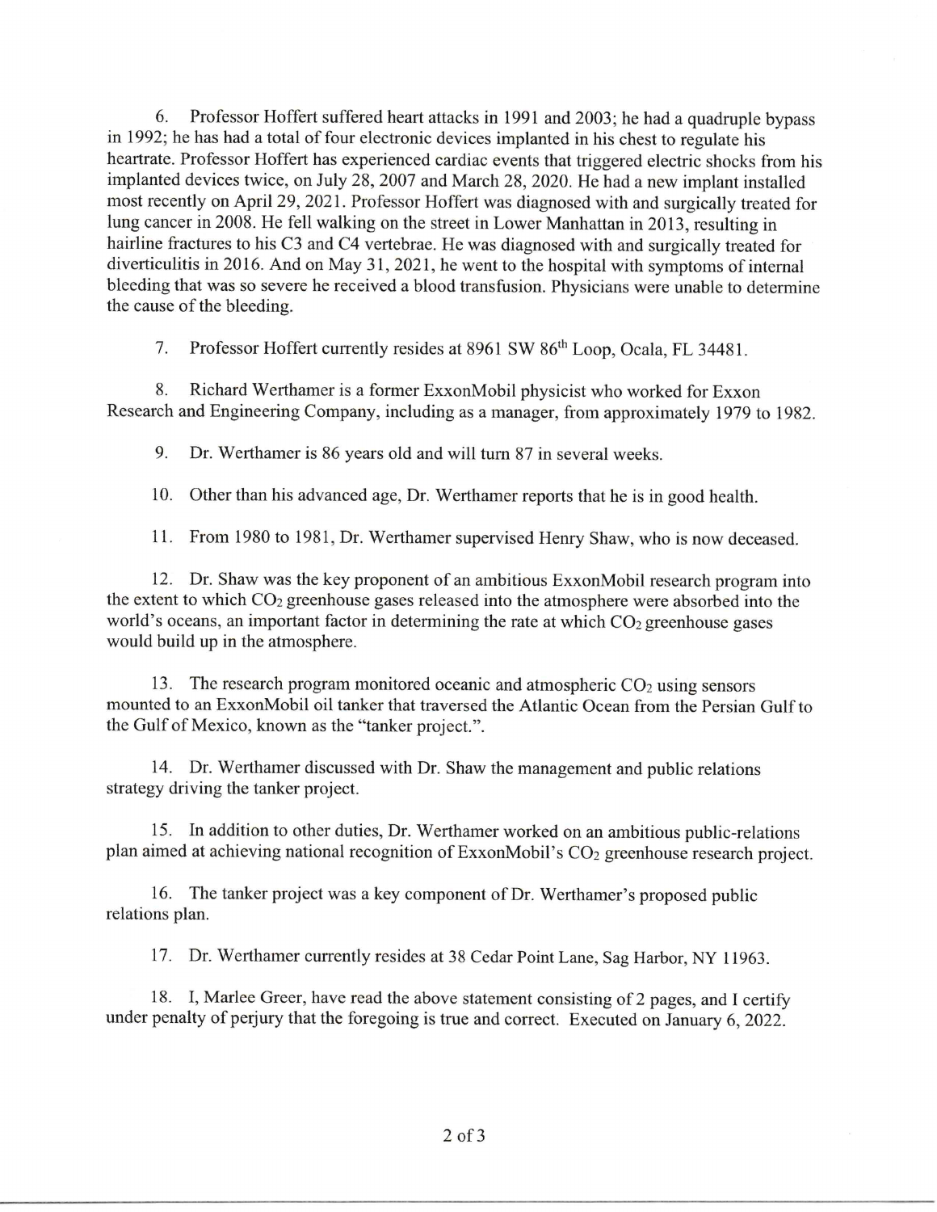6. Professor Hoffert suffered heart attacks in 1991 and 2003; he had a quadruple bypass in 1992; he has had a total of four electronic devices implanted in his chest to regulate his heartrate. Professor Hoffert has experienced cardiac events that triggered electric shocks from his implanted devices twice, on July 28, 2007 and March 28, 2020. He had a new implant installed most recently on April 29, 2021. Professor Hoffert was diagnosed with and surgically treated for lung cancer in 2008. He fell walking on the street in Lower Manhattan in 2013, resulting in hairline fractures to his C3 and C4 vertebrae. He was diagnosed with and surgically treated for diverticulitis in 2016. And on May 31, 2021, he went to the hospital with symptoms of internal bleeding that was so severe he received a blood transfusion. Physicians were unable to determine the cause of the bleeding.

7. Professor Hoffert currently resides at 8961 SW 86th Loop, Ocala, FL 34481.

8. Richard Werthamer is a former ExxonMobil physicist who worked for Exxon Research and Engineering Company, including as a manager, from approximately 1979 to 1982.

9. Dr. Werthamer is 86 years old and will turn 87 in several weeks.

10. Other than his advanced age, Dr. Werthamer reports that he is in good health.

11. From 1980 to 1981, Dr. Werthamer supervised Henry Shaw, who is now deceased.

12. Dr. Shaw was the key proponent of an ambitious ExxonMobil research program into the extent to which $CO_2$ greenhouse gases released into the atmosphere were absorbed into the world's oceans, an important factor in determining the rate at which $CO_2$ greenhouse gases would build up in the atmosphere.

13. The research program monitored oceanic and atmospheric $CO_2$ using sensors mounted to an ExxonMobil oil tanker that traversed the Atlantic Ocean from the Persian Gulf to the Gulf of Mexico, known as the "tanker project.".

14. Dr. Werthamer discussed with Dr. Shaw the management and public relations strategy driving the tanker project.

15. In addition to other duties, Dr. Werthamer worked on an ambitious public-relations plan aimed at achieving national recognition of ExxonMobil's $CO_2$ greenhouse research project.

16. The tanker project was a key component of Dr. Werthamer's proposed public relations plan.

17. Dr. Werthamer currently resides at 38 Cedar Point Lane, Sag Harbor, NY 11963.

18. I, Marlee Greer, have read the above statement consisting of 2 pages, and I certify under penalty of perjury that the foregoing is true and correct. Executed on January 6, 2022.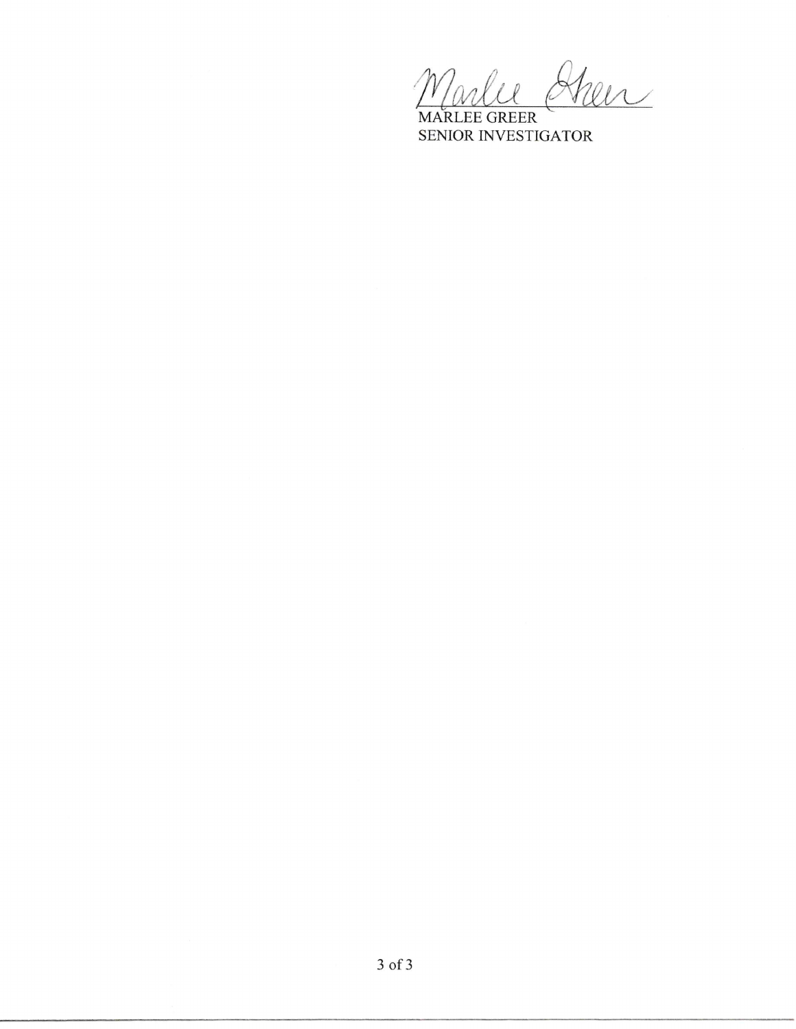MARLEE GREER
SENIOR INVESTIGATOR